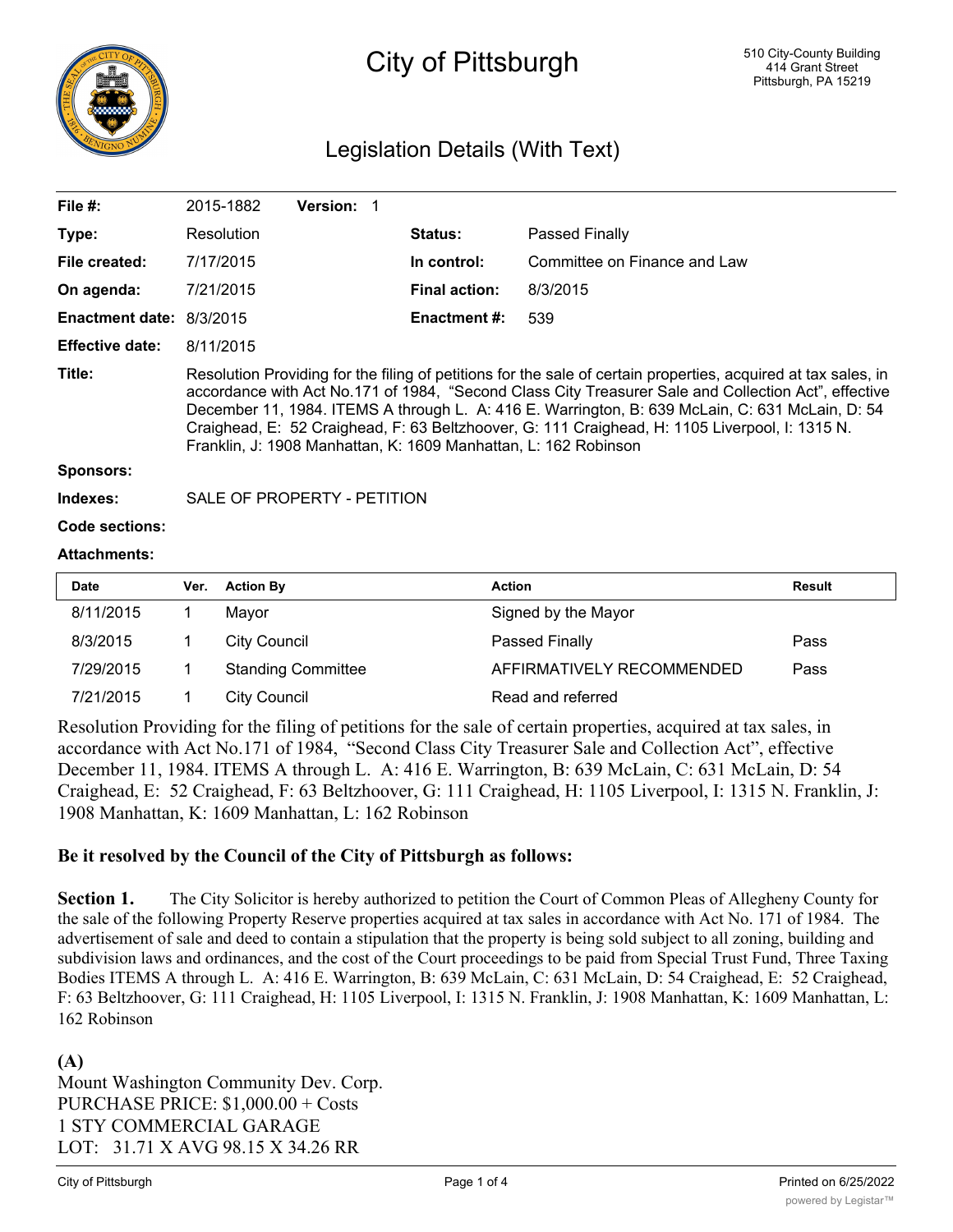# City of Pittsburgh

510 City-County Building
414 Grant Street
Pittsburgh, PA 15219

## Legislation Details (With Text)

| | | | |
|---|---|---|---|
| **File #:** | 2015-1882 **Version:** 1 | | |
| **Type:** | Resolution | **Status:** | Passed Finally |
| **File created:** | 7/17/2015 | **In control:** | Committee on Finance and Law |
| **On agenda:** | 7/21/2015 | **Final action:** | 8/3/2015 |
| **Enactment date:** | 8/3/2015 | **Enactment #:** | 539 |
| **Effective date:** | 8/11/2015 | | |

**Title:** Resolution Providing for the filing of petitions for the sale of certain properties, acquired at tax sales, in accordance with Act No.171 of 1984, "Second Class City Treasurer Sale and Collection Act", effective December 11, 1984. ITEMS A through L. A: 416 E. Warrington, B: 639 McLain, C: 631 McLain, D: 54 Craighead, E: 52 Craighead, F: 63 Beltzhoover, G: 111 Craighead, H: 1105 Liverpool, I: 1315 N. Franklin, J: 1908 Manhattan, K: 1609 Manhattan, L: 162 Robinson

**Sponsors:**

**Indexes:** SALE OF PROPERTY - PETITION

**Code sections:**

**Attachments:**

| Date | Ver. | Action By | Action | Result |
|---|---|---|---|---|
| 8/11/2015 | 1 | Mayor | Signed by the Mayor | |
| 8/3/2015 | 1 | City Council | Passed Finally | Pass |
| 7/29/2015 | 1 | Standing Committee | AFFIRMATIVELY RECOMMENDED | Pass |
| 7/21/2015 | 1 | City Council | Read and referred | |

Resolution Providing for the filing of petitions for the sale of certain properties, acquired at tax sales, in accordance with Act No.171 of 1984, "Second Class City Treasurer Sale and Collection Act", effective December 11, 1984. ITEMS A through L. A: 416 E. Warrington, B: 639 McLain, C: 631 McLain, D: 54 Craighead, E: 52 Craighead, F: 63 Beltzhoover, G: 111 Craighead, H: 1105 Liverpool, I: 1315 N. Franklin, J: 1908 Manhattan, K: 1609 Manhattan, L: 162 Robinson

**Be it resolved by the Council of the City of Pittsburgh as follows:**

**Section 1.** The City Solicitor is hereby authorized to petition the Court of Common Pleas of Allegheny County for the sale of the following Property Reserve properties acquired at tax sales in accordance with Act No. 171 of 1984. The advertisement of sale and deed to contain a stipulation that the property is being sold subject to all zoning, building and subdivision laws and ordinances, and the cost of the Court proceedings to be paid from Special Trust Fund, Three Taxing Bodies ITEMS A through L. A: 416 E. Warrington, B: 639 McLain, C: 631 McLain, D: 54 Craighead, E: 52 Craighead, F: 63 Beltzhoover, G: 111 Craighead, H: 1105 Liverpool, I: 1315 N. Franklin, J: 1908 Manhattan, K: 1609 Manhattan, L: 162 Robinson

**(A)**
Mount Washington Community Dev. Corp.
PURCHASE PRICE: $1,000.00 + Costs
1 STY COMMERCIAL GARAGE
LOT: 31.71 X AVG 98.15 X 34.26 RR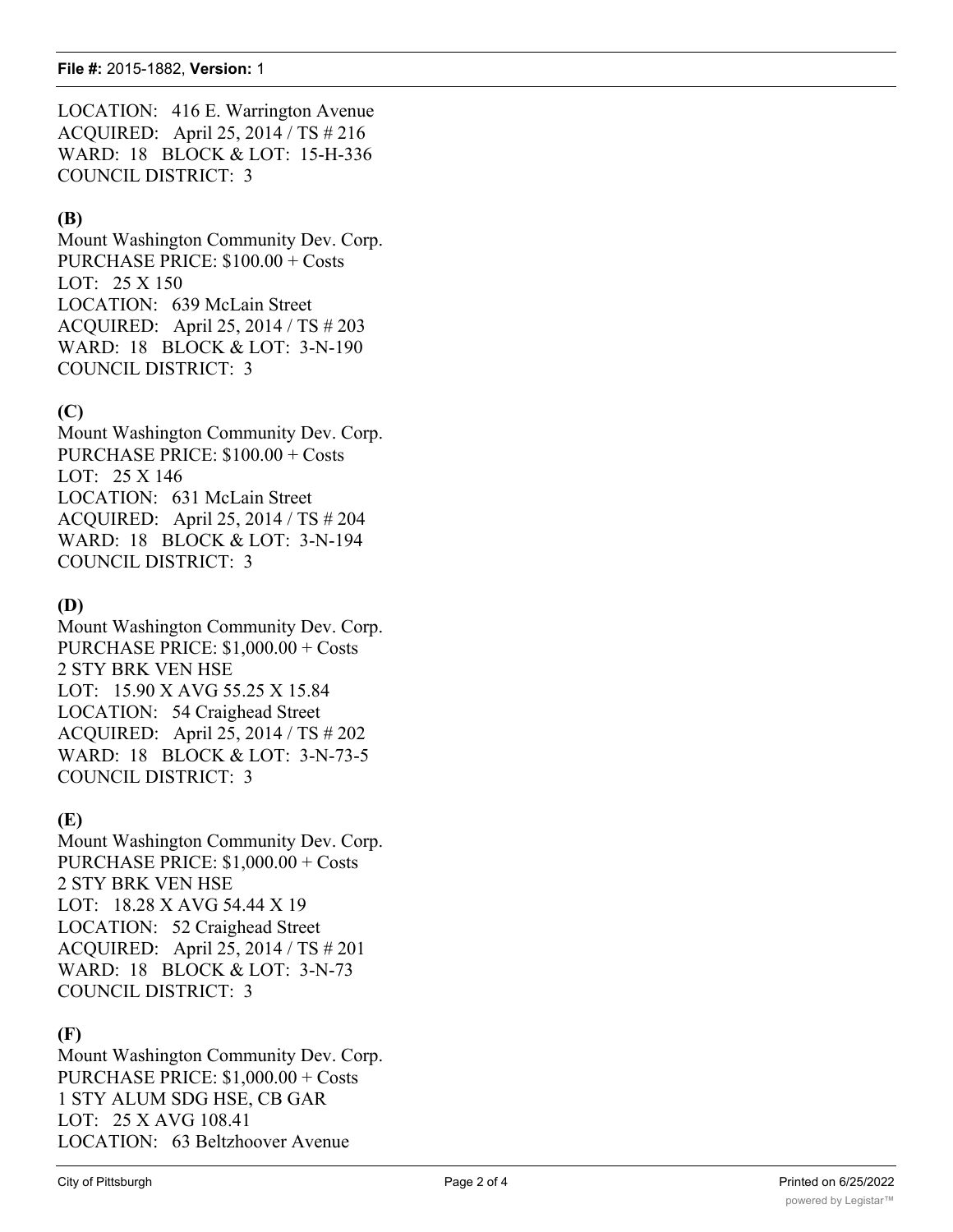LOCATION: 416 E. Warrington Avenue
ACQUIRED: April 25, 2014 / TS # 216
WARD: 18 BLOCK & LOT: 15-H-336
COUNCIL DISTRICT: 3

**(B)**
Mount Washington Community Dev. Corp.
PURCHASE PRICE: $100.00 + Costs
LOT: 25 X 150
LOCATION: 639 McLain Street
ACQUIRED: April 25, 2014 / TS # 203
WARD: 18 BLOCK & LOT: 3-N-190
COUNCIL DISTRICT: 3

**(C)**
Mount Washington Community Dev. Corp.
PURCHASE PRICE: $100.00 + Costs
LOT: 25 X 146
LOCATION: 631 McLain Street
ACQUIRED: April 25, 2014 / TS # 204
WARD: 18 BLOCK & LOT: 3-N-194
COUNCIL DISTRICT: 3

**(D)**
Mount Washington Community Dev. Corp.
PURCHASE PRICE: $1,000.00 + Costs
2 STY BRK VEN HSE
LOT: 15.90 X AVG 55.25 X 15.84
LOCATION: 54 Craighead Street
ACQUIRED: April 25, 2014 / TS # 202
WARD: 18 BLOCK & LOT: 3-N-73-5
COUNCIL DISTRICT: 3

**(E)**
Mount Washington Community Dev. Corp.
PURCHASE PRICE: $1,000.00 + Costs
2 STY BRK VEN HSE
LOT: 18.28 X AVG 54.44 X 19
LOCATION: 52 Craighead Street
ACQUIRED: April 25, 2014 / TS # 201
WARD: 18 BLOCK & LOT: 3-N-73
COUNCIL DISTRICT: 3

**(F)**
Mount Washington Community Dev. Corp.
PURCHASE PRICE: $1,000.00 + Costs
1 STY ALUM SDG HSE, CB GAR
LOT: 25 X AVG 108.41
LOCATION: 63 Beltzhoover Avenue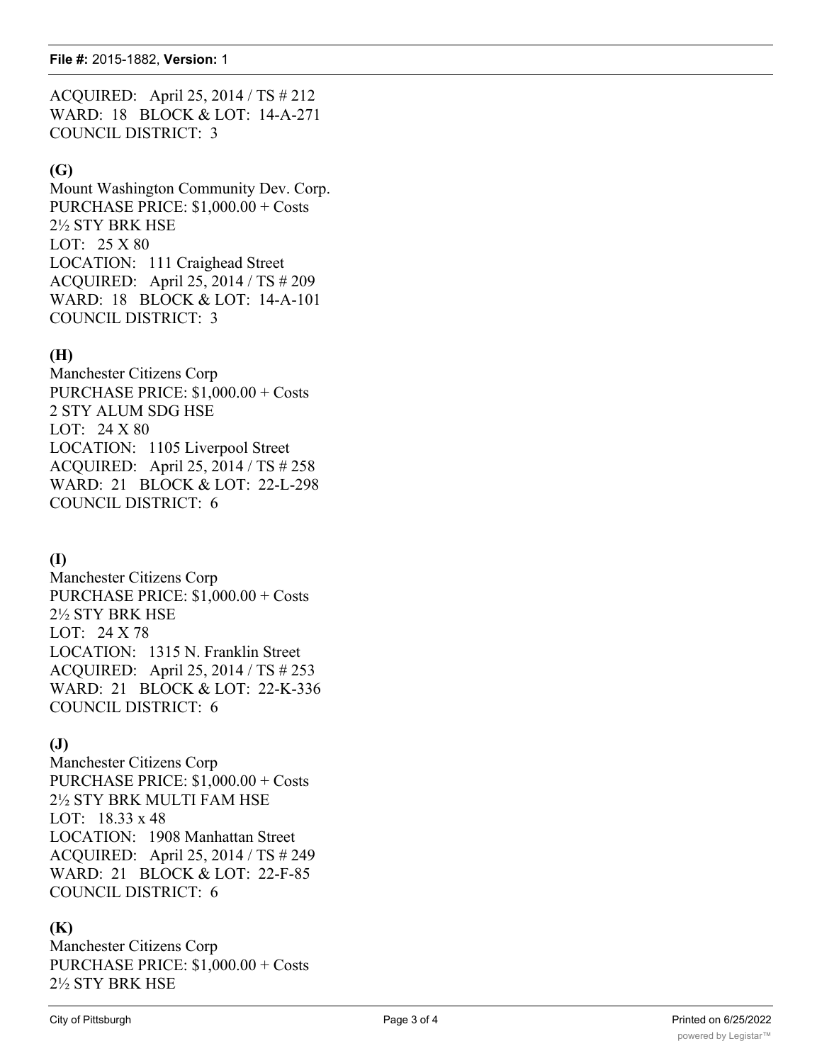ACQUIRED: April 25, 2014 / TS # 212
WARD: 18 BLOCK & LOT: 14-A-271
COUNCIL DISTRICT: 3

**(G)**
Mount Washington Community Dev. Corp.
PURCHASE PRICE: $1,000.00 + Costs
2½ STY BRK HSE
LOT: 25 X 80
LOCATION: 111 Craighead Street
ACQUIRED: April 25, 2014 / TS # 209
WARD: 18 BLOCK & LOT: 14-A-101
COUNCIL DISTRICT: 3

**(H)**
Manchester Citizens Corp
PURCHASE PRICE: $1,000.00 + Costs
2 STY ALUM SDG HSE
LOT: 24 X 80
LOCATION: 1105 Liverpool Street
ACQUIRED: April 25, 2014 / TS # 258
WARD: 21 BLOCK & LOT: 22-L-298
COUNCIL DISTRICT: 6

**(I)**
Manchester Citizens Corp
PURCHASE PRICE: $1,000.00 + Costs
2½ STY BRK HSE
LOT: 24 X 78
LOCATION: 1315 N. Franklin Street
ACQUIRED: April 25, 2014 / TS # 253
WARD: 21 BLOCK & LOT: 22-K-336
COUNCIL DISTRICT: 6

**(J)**
Manchester Citizens Corp
PURCHASE PRICE: $1,000.00 + Costs
2½ STY BRK MULTI FAM HSE
LOT: 18.33 x 48
LOCATION: 1908 Manhattan Street
ACQUIRED: April 25, 2014 / TS # 249
WARD: 21 BLOCK & LOT: 22-F-85
COUNCIL DISTRICT: 6

**(K)**
Manchester Citizens Corp
PURCHASE PRICE: $1,000.00 + Costs
2½ STY BRK HSE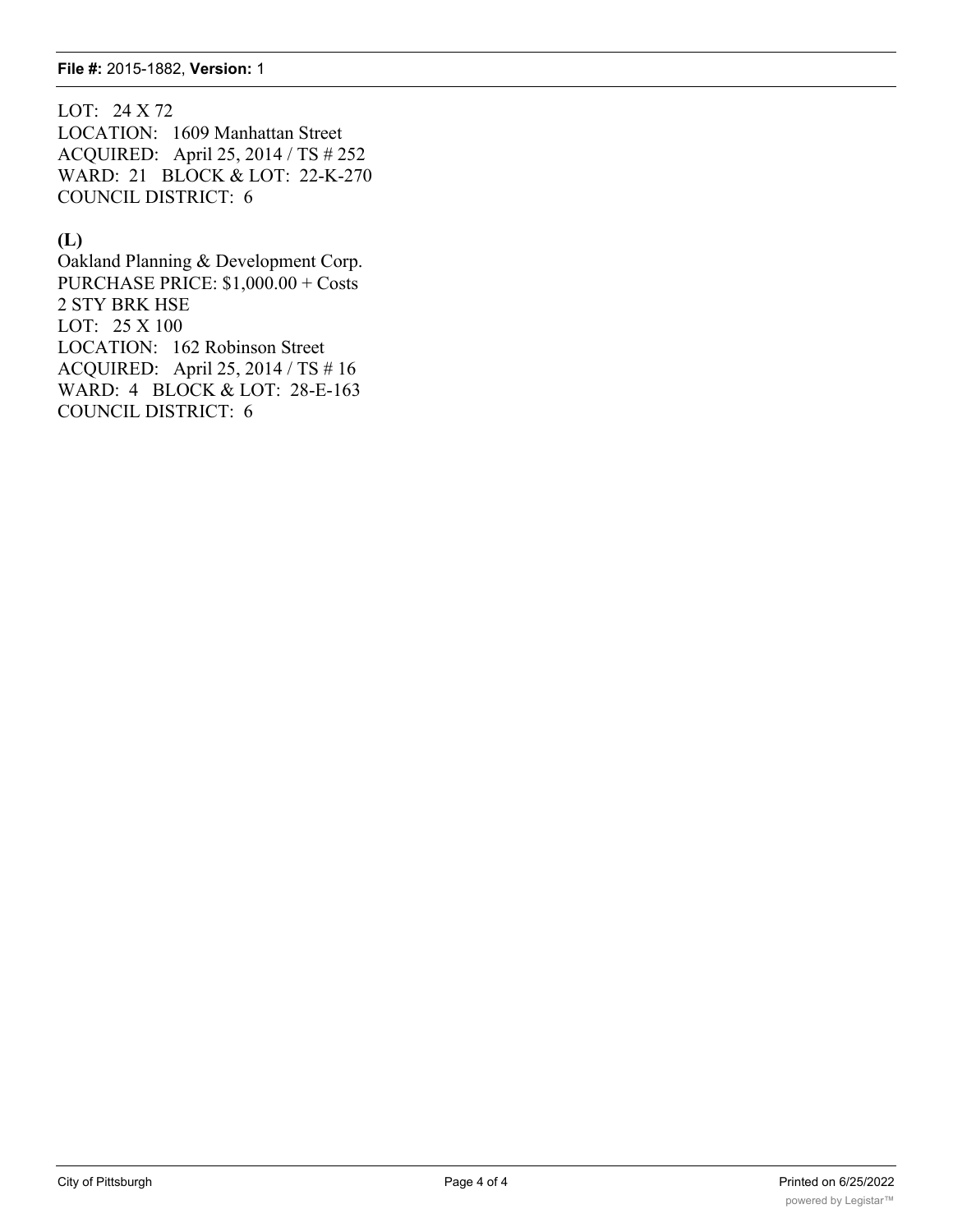LOT: 24 X 72
LOCATION: 1609 Manhattan Street
ACQUIRED: April 25, 2014 / TS # 252
WARD: 21 BLOCK & LOT: 22-K-270
COUNCIL DISTRICT: 6

**(L)**
Oakland Planning & Development Corp.
PURCHASE PRICE: $1,000.00 + Costs
2 STY BRK HSE
LOT: 25 X 100
LOCATION: 162 Robinson Street
ACQUIRED: April 25, 2014 / TS # 16
WARD: 4 BLOCK & LOT: 28-E-163
COUNCIL DISTRICT: 6